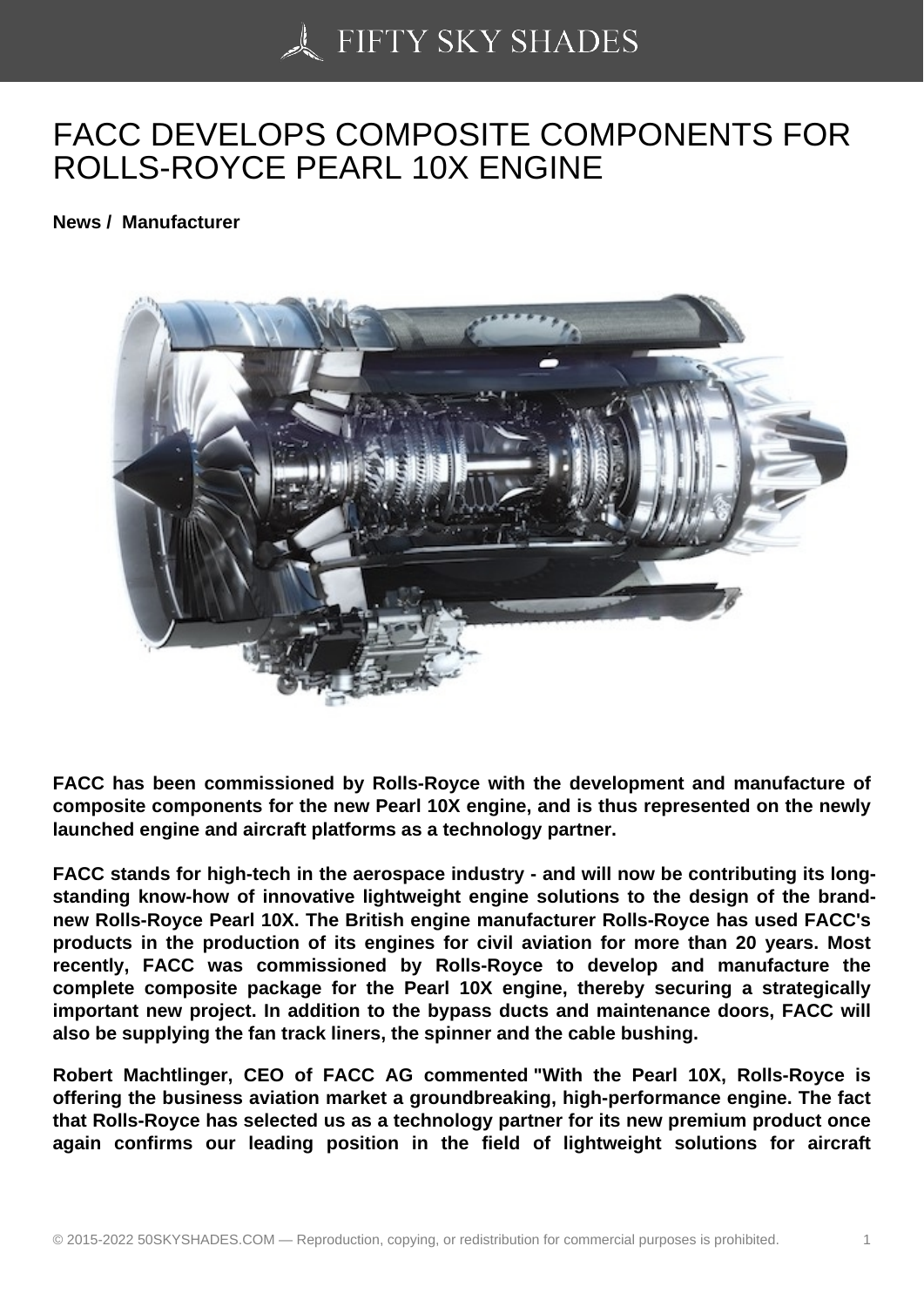# FACC DEVELOPS COMPOSITE COMPONENTS FOR ROLLS-ROYCE PEARL 10X ENGINE

**News / Manufacturer**

**FACC has been commissioned by Rolls-Royce with the development and manufacture of composite components for the new Pearl 10X engine, and is thus represented on the newly launched engine and aircraft platforms as a technology partner.**

**FACC stands for high-tech in the aerospace industry - and will now be contributing its long-standing know-how of innovative lightweight engine solutions to the design of the brand-new Rolls-Royce Pearl 10X. The British engine manufacturer Rolls-Royce has used FACC's products in the production of its engines for civil aviation for more than 20 years. Most recently, FACC was commissioned by Rolls-Royce to develop and manufacture the complete composite package for the Pearl 10X engine, thereby securing a strategically important new project. In addition to the bypass ducts and maintenance doors, FACC will also be supplying the fan track liners, the spinner and the cable bushing.**

**Robert Machtlinger, CEO of FACC AG commented "With the Pearl 10X, Rolls-Royce is offering the business aviation market a groundbreaking, high-performance engine. The fact that Rolls-Royce has selected us as a technology partner for its new premium product once again confirms our leading position in the field of lightweight solutions for aircraft**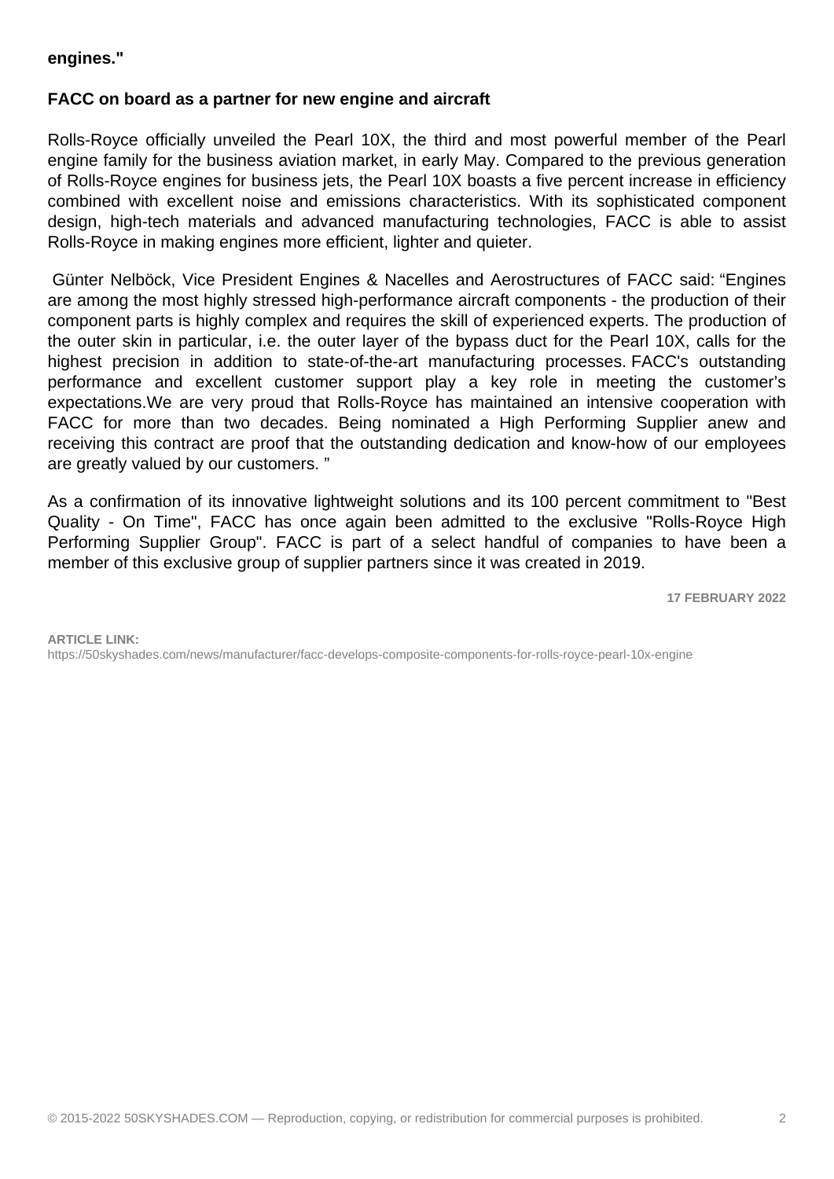**engines."**

**FACC on board as a partner for new engine and aircraft**

Rolls-Royce officially unveiled the Pearl 10X, the third and most powerful member of the Pearl engine family for the business aviation market, in early May. Compared to the previous generation of Rolls-Royce engines for business jets, the Pearl 10X boasts a five percent increase in efficiency combined with excellent noise and emissions characteristics. With its sophisticated component design, high-tech materials and advanced manufacturing technologies, FACC is able to assist Rolls-Royce in making engines more efficient, lighter and quieter.

Günter Nelböck, Vice President Engines & Nacelles and Aerostructures of FACC said: “Engines are among the most highly stressed high-performance aircraft components - the production of their component parts is highly complex and requires the skill of experienced experts. The production of the outer skin in particular, i.e. the outer layer of the bypass duct for the Pearl 10X, calls for the highest precision in addition to state-of-the-art manufacturing processes. FACC's outstanding performance and excellent customer support play a key role in meeting the customer’s expectations.We are very proud that Rolls-Royce has maintained an intensive cooperation with FACC for more than two decades. Being nominated a High Performing Supplier anew and receiving this contract are proof that the outstanding dedication and know-how of our employees are greatly valued by our customers. ”

As a confirmation of its innovative lightweight solutions and its 100 percent commitment to "Best Quality - On Time", FACC has once again been admitted to the exclusive "Rolls-Royce High Performing Supplier Group". FACC is part of a select handful of companies to have been a member of this exclusive group of supplier partners since it was created in 2019.

**17 FEBRUARY 2022**

**ARTICLE LINK:**
https://50skyshades.com/news/manufacturer/facc-develops-composite-components-for-rolls-royce-pearl-10x-engine